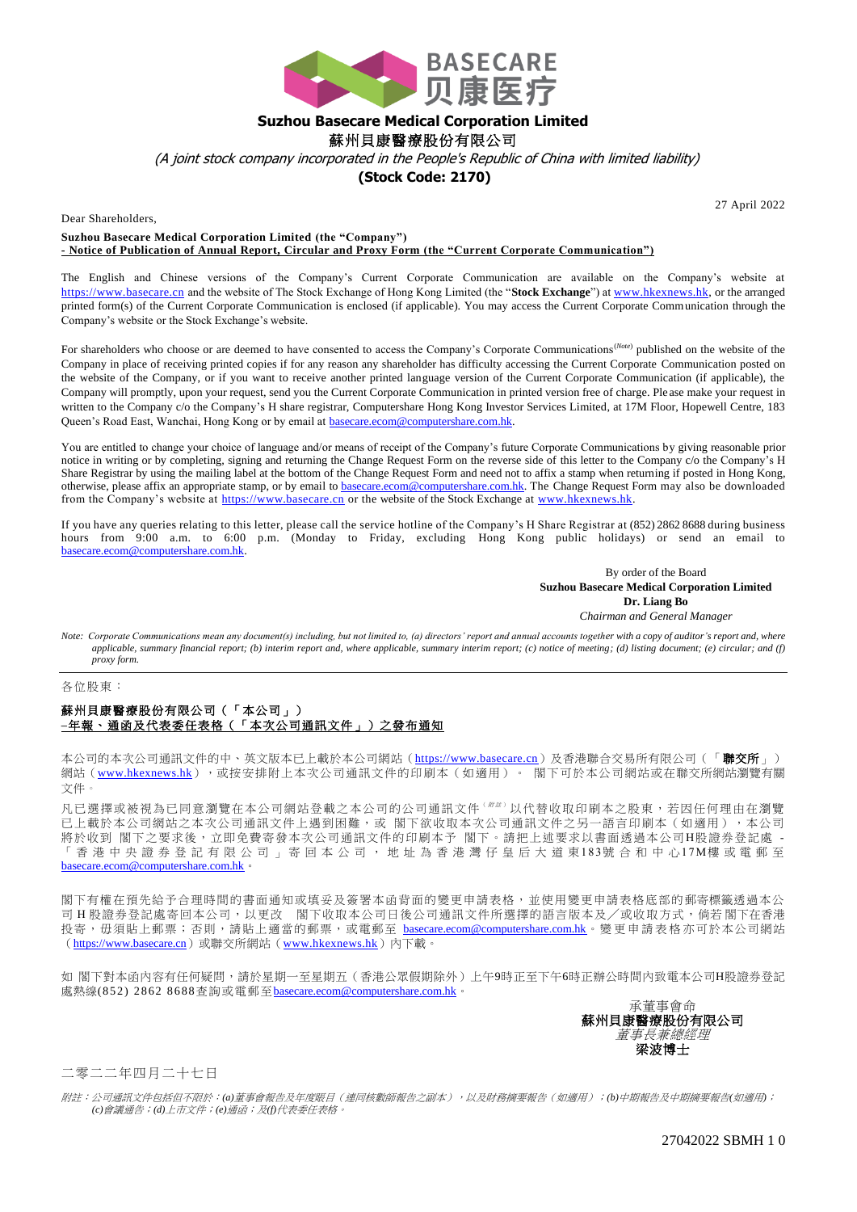BASECARE 贝康医疗

**Suzhou Basecare Medical Corporation Limited**

**蘇州貝康醫療股份有限公司**

*(A joint stock company incorporated in the People's Republic of China with limited liability)*

**(Stock Code: 2170)**

27 April 2022

Dear Shareholders,

**Suzhou Basecare Medical Corporation Limited (the "Company")**
**- Notice of Publication of Annual Report, Circular and Proxy Form (the "Current Corporate Communication")**

The English and Chinese versions of the Company's Current Corporate Communication are available on the Company's website at https://www.basecare.cn and the website of The Stock Exchange of Hong Kong Limited (the "**Stock Exchange**") at www.hkexnews.hk, or the arranged printed form(s) of the Current Corporate Communication is enclosed (if applicable). You may access the Current Corporate Communication through the Company's website or the Stock Exchange's website.

For shareholders who choose or are deemed to have consented to access the Company's Corporate Communications[(Note)] published on the website of the Company in place of receiving printed copies if for any reason any shareholder has difficulty accessing the Current Corporate Communication posted on the website of the Company, or if you want to receive another printed language version of the Current Corporate Communication (if applicable), the Company will promptly, upon your request, send you the Current Corporate Communication in printed version free of charge. Please make your request in written to the Company c/o the Company's H share registrar, Computershare Hong Kong Investor Services Limited, at 17M Floor, Hopewell Centre, 183 Queen's Road East, Wanchai, Hong Kong or by email at basecare.ecom@computershare.com.hk.

You are entitled to change your choice of language and/or means of receipt of the Company's future Corporate Communications by giving reasonable prior notice in writing or by completing, signing and returning the Change Request Form on the reverse side of this letter to the Company c/o the Company's H Share Registrar by using the mailing label at the bottom of the Change Request Form and need not to affix a stamp when returning if posted in Hong Kong, otherwise, please affix an appropriate stamp, or by email to basecare.ecom@computershare.com.hk. The Change Request Form may also be downloaded from the Company's website at https://www.basecare.cn or the website of the Stock Exchange at www.hkexnews.hk.

If you have any queries relating to this letter, please call the service hotline of the Company's H Share Registrar at (852) 2862 8688 during business hours from 9:00 a.m. to 6:00 p.m. (Monday to Friday, excluding Hong Kong public holidays) or send an email to basecare.ecom@computershare.com.hk.

By order of the Board
**Suzhou Basecare Medical Corporation Limited**
**Dr. Liang Bo**
*Chairman and General Manager*

*Note: Corporate Communications mean any document(s) including, but not limited to, (a) directors' report and annual accounts together with a copy of auditor's report and, where applicable, summary financial report; (b) interim report and, where applicable, summary interim report; (c) notice of meeting; (d) listing document; (e) circular; and (f) proxy form.*

---

各位股東：

**蘇州貝康醫療股份有限公司（「本公司」）**
**–年報、通函及代表委任表格（「本次公司通訊文件」）之發布通知**

本公司的本次公司通訊文件的中、英文版本已上載於本公司網站（https://www.basecare.cn）及香港聯合交易所有限公司（「**聯交所**」）網站（www.hkexnews.hk），或按安排附上本次公司通訊文件的印刷本（如適用）。 閣下可於本公司網站或在聯交所網站瀏覽有關文件。

凡已選擇或被視為已同意瀏覽在本公司網站登載之本公司的公司通訊文件[（附註）]以代替收取印刷本之股東，若因任何理由在瀏覽已上載於本公司網站之本次公司通訊文件上遇到困難，或 閣下欲收取本次公司通訊文件之另一語言印刷本（如適用），本公司將於收到 閣下之要求後，立即免費寄發本次公司通訊文件的印刷本予 閣下。請把上述要求以書面透過本公司H股證券登記處 -「香港中央證券登記有限公司」寄回本公司，地址為香港灣仔皇后大道東183號合和中心17M樓或電郵至 basecare.ecom@computershare.com.hk。

閣下有權在預先給予合理時間的書面通知或填妥及簽署本函背面的變更申請表格，並使用變更申請表格底部的郵寄標籤透過本公司H股證券登記處寄回本公司，以更改 閣下收取本公司日後公司通訊文件所選擇的語言版本及╱或收取方式，倘若閣下在香港投寄，毋須貼上郵票；否則，請貼上適當的郵票，或電郵至 basecare.ecom@computershare.com.hk。變更申請表格亦可於本公司網站（https://www.basecare.cn）或聯交所網站（www.hkexnews.hk）內下載。

如 閣下對本函內容有任何疑問，請於星期一至星期五（香港公眾假期除外）上午9時正至下午6時正辦公時間內致電本公司H股證券登記處熱線(852) 2862 8688查詢或電郵至basecare.ecom@computershare.com.hk。

承董事會命
**蘇州貝康醫療股份有限公司**
*董事長兼總經理*
**梁波博士**

二零二二年四月二十七日

*附註：公司通訊文件包括但不限於：(a)董事會報告及年度賬目（連同核數師報告之副本），以及財務摘要報告（如適用）；(b)中期報告及中期摘要報告(如適用)；(c)會議通告；(d)上市文件；(e)通函；及(f)代表委任表格。*

27042022 SBMH 1 0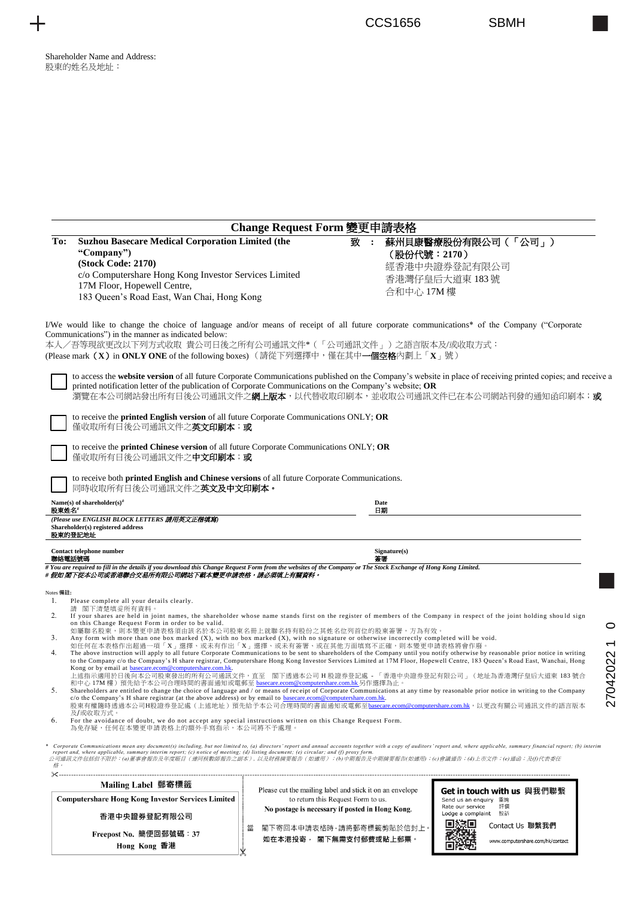CCS1656 SBMH

Shareholder Name and Address:
股東的姓名及地址：

# Change Request Form 變更申請表格

**To: Suzhou Basecare Medical Corporation Limited (the "Company")**
**(Stock Code: 2170)**
c/o Computershare Hong Kong Investor Services Limited
17M Floor, Hopewell Centre,
183 Queen's Road East, Wan Chai, Hong Kong

**致 ： 蘇州貝康醫療股份有限公司（「公司」）**
**（股份代號：2170）**
經香港中央證券登記有限公司
香港灣仔皇后大道東 183 號
合和中心 17M 樓

I/We would like to change the choice of language and/or means of receipt of all future corporate communications* of the Company ("Corporate Communications") in the manner as indicated below:
本人／吾等現欲更改以下列方式收取 貴公司日後之所有公司通訊文件*（「公司通訊文件」）之語言版本及/或收取方式：
(Please mark（**X**）in **ONLY ONE** of the following boxes) （請從下列選擇中，僅在其中**一個空格**內劃上「X」號）

☐ to access the **website version** of all future Corporate Communications published on the Company's website in place of receiving printed copies; and receive a printed notification letter of the publication of Corporate Communications on the Company's website; **OR**
瀏覽在本公司網站發出所有日後公司通訊文件之**網上版本**，以代替收取印刷本，並收取公司通訊文件已在本公司網站刊發的通知函印刷本；**或**

☐ to receive the **printed English version** of all future Corporate Communications ONLY; **OR**
僅收取所有日後公司通訊文件之**英文印刷本**；**或**

☐ to receive the **printed Chinese version** of all future Corporate Communications ONLY; **OR**
僅收取所有日後公司通訊文件之**中文印刷本**；**或**

☐ to receive both **printed English and Chinese versions** of all future Corporate Communications.
同時收取所有日後公司通訊文件之**英文及中文印刷本**。

**Name(s) of shareholder(s)#**
**股東姓名#**
***(Please use ENGLISH BLOCK LETTERS 請用英文正楷填寫)***

**Date**
**日期**

**Shareholder(s) registered address**
**股東的登記地址**

**Contact telephone number**
**聯絡電話號碼**

**Signature(s)**
**簽署**

***# You are required to fill in the details if you download this Change Request Form from the websites of the Company or The Stock Exchange of Hong Kong Limited.***
***# 假如 閣下從本公司或香港聯合交易所有限公司網站下載本變更申請表格，請必須填上有關資料。***

Notes 備註:

1. Please complete all your details clearly.
   請 閣下清楚填妥所有資料。
2. If your shares are held in joint names, the shareholder whose name stands first on the register of members of the Company in respect of the joint holding should sign on this Change Request Form in order to be valid.
   如屬聯名股東，則本變更申請表格須由該名於本公司股東名冊上就聯名持有股份之其姓名位列首位的股東簽署，方為有效。
3. Any form with more than one box marked (X), with no box marked (X), with no signature or otherwise incorrectly completed will be void.
   如在任何在本表格作出超過一項「X」選擇、或未有作出「X」選擇、或未有簽署、或在其他方面填寫不正確，則本變更申請表格將會作廢。
4. The above instruction will apply to all future Corporate Communications to be sent to shareholders of the Company until you notify otherwise by reasonable prior notice in writing to the Company c/o the Company's H share registrar, Computershare Hong Kong Investor Services Limited at 17M Floor, Hopewell Centre, 183 Queen's Road East, Wanchai, Hong Kong or by email at basecare.ecom@computershare.com.hk.
   上述指示適用於日後向本公司股東發出的所有公司通訊文件，直至 閣下透過本公司 H 股證券登記處 - 「香港中央證券登記有限公司」（地址為香港灣仔皇后大道東 183 號合和中心 17M 樓）預先給予本公司合理時間的書面通知或電郵至 basecare.ecom@computershare.com.hk 另作選擇為止。
5. Shareholders are entitled to change the choice of language and / or means of receipt of Corporate Communications at any time by reasonable prior notice in writing to the Company c/o the Company's H share registrar (at the above address) or by email to basecare.ecom@computershare.com.hk.
   股東有權隨時透過本公司H股證券登記處（上述地址）預先給予本公司合理時間的書面通知或電郵至basecare.ecom@computershare.com.hk，以更改有關公司通訊文件的語言版本及/或收取方式。
6. For the avoidance of doubt, we do not accept any special instructions written on this Change Request Form.
   為免存疑，任何在本變更申請表格上的額外手寫指示，本公司將不予處理。

\* *Corporate Communications mean any document(s) including, but not limited to, (a) directors' report and annual accounts together with a copy of auditors' report and, where applicable, summary financial report; (b) interim report and, where applicable, summary interim report; (c) notice of meeting; (d) listing document; (e) circular; and (f) proxy form.*
*公司通訊文件包括但不限於：(a)董事會報告及年度賬目（連同核數師報告之副本），以及財務摘要報告（如適用）；(b)中期報告及中期摘要報告(如適用)；(c)會議通告；(d)上市文件；(e)通函；及(f)代表委任表格。*

---

**Mailing Label 郵寄標籤**

**Computershare Hong Kong Investor Services Limited**
香港中央證券登記有限公司
**Freepost No. 簡便回郵號碼：37**
**Hong Kong 香港**

Please cut the mailing label and stick it on an envelope to return this Request Form to us.
**No postage is necessary if posted in Hong Kong.**

當 閣下寄回本申請表格時，請將郵寄標籤剪貼於信封上。
如在本港投寄， 閣下無需支付郵費或貼上郵票。

**Get in touch with us 與我們聯繫**
Send us an enquiry 查詢
Rate our service 評價
Lodge a complaint 投訴
Contact Us 聯繫我們
www.computershare.com/hk/contact

27042022 1 0